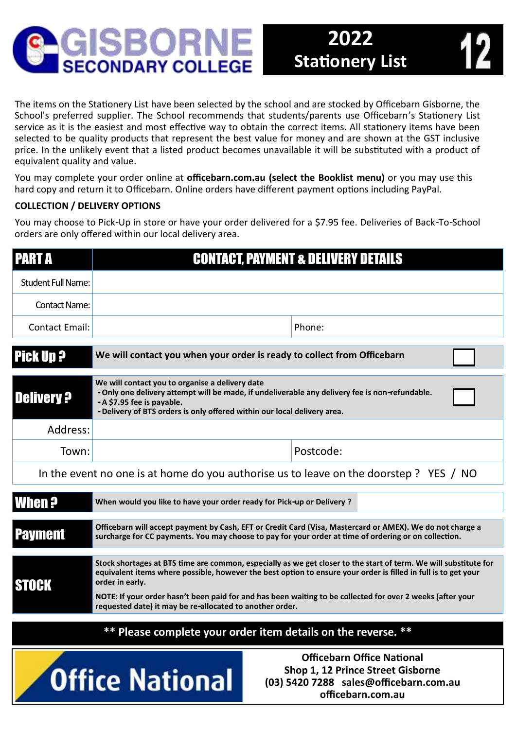# GISBORNE SECONDARY COLLEGE

## 2022 Stationery List 12

The items on the Stationery List have been selected by the school and are stocked by Officebarn Gisborne, the School's preferred supplier. The School recommends that students/parents use Officebarn's Stationery List service as it is the easiest and most effective way to obtain the correct items. All stationery items have been selected to be quality products that represent the best value for money and are shown at the GST inclusive price. In the unlikely event that a listed product becomes unavailable it will be substituted with a product of equivalent quality and value.

You may complete your order online at **officebarn.com.au (select the Booklist menu)** or you may use this hard copy and return it to Officebarn. Online orders have different payment options including PayPal.

**COLLECTION / DELIVERY OPTIONS**

You may choose to Pick-Up in store or have your order delivered for a $7.95 fee. Deliveries of Back-To-School orders are only offered within our local delivery area.

| PART A | CONTACT, PAYMENT & DELIVERY DETAILS | |
|---|---|---|
| Student Full Name: | | |
| Contact Name: | | |
| Contact Email: | | Phone: |

| Pick Up ? | We will contact you when your order is ready to collect from Officebarn | ☐ |
|---|---|---|

| Delivery ? | We will contact you to organise a delivery date<br>- Only one delivery attempt will be made, if undeliverable any delivery fee is non-refundable.<br>- A $7.95 fee is payable.<br>- Delivery of BTS orders is only offered within our local delivery area. | ☐ |
|---|---|---|
| Address: | | |
| Town: | | Postcode: |

In the event no one is at home do you authorise us to leave on the doorstep ? YES / NO

| When ? | When would you like to have your order ready for Pick-up or Delivery ? | |
|---|---|---|

| Payment | Officebarn will accept payment by Cash, EFT or Credit Card (Visa, Mastercard or AMEX). We do not charge a surcharge for CC payments. You may choose to pay for your order at time of ordering or on collection. |
|---|---|

| STOCK | Stock shortages at BTS time are common, especially as we get closer to the start of term. We will substitute for equivalent items where possible, however the best option to ensure your order is filled in full is to get your order in early.<br><br>NOTE: If your order hasn't been paid for and has been waiting to be collected for over 2 weeks (after your requested date) it may be re-allocated to another order. |
|---|---|

**\*\* Please complete your order item details on the reverse. \*\***

Office National

**Officebarn Office National**
**Shop 1, 12 Prince Street Gisborne**
**(03) 5420 7288 sales@officebarn.com.au**
**officebarn.com.au**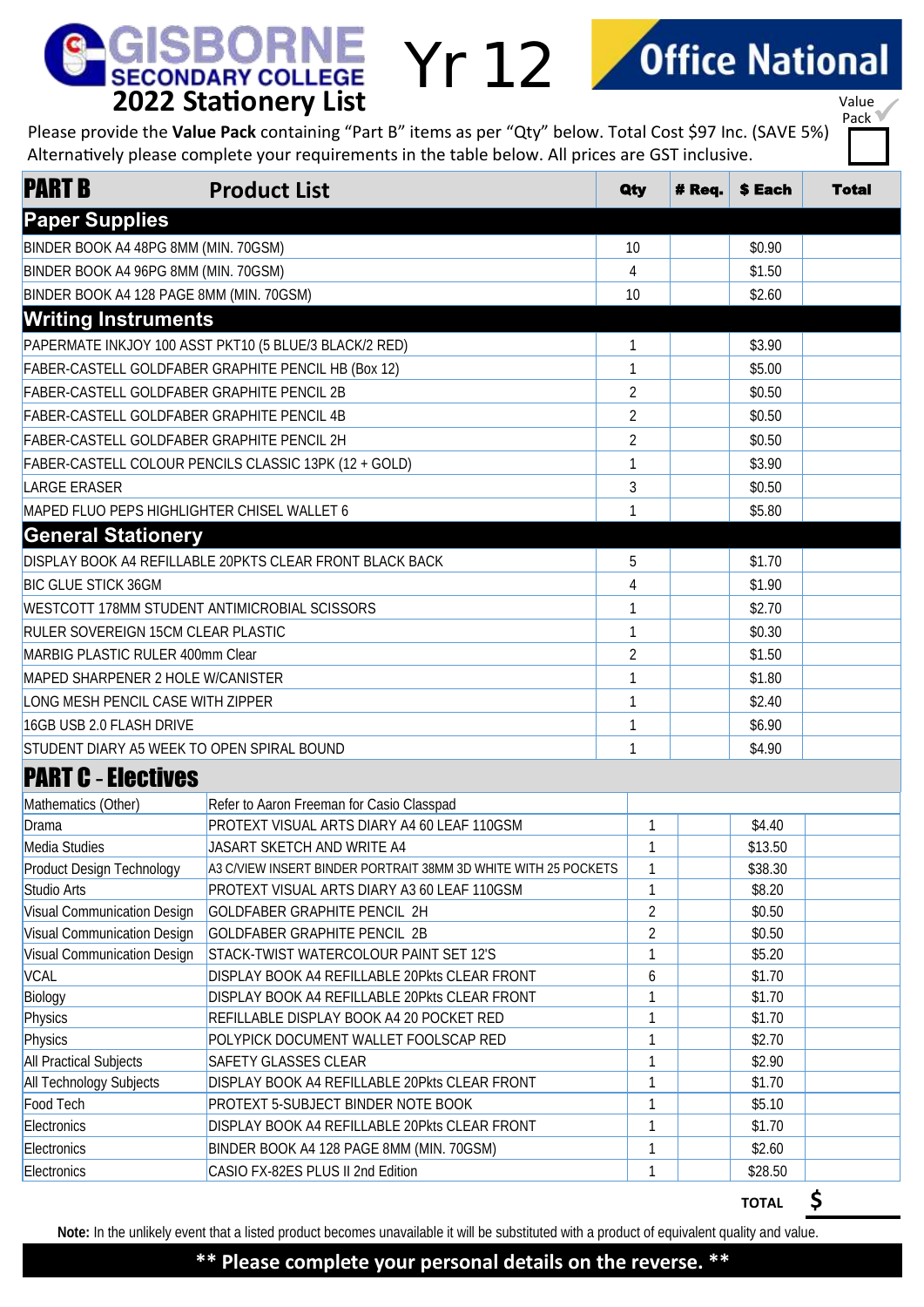# GISBORNE SECONDARY COLLEGE 2022 Stationery List

# Yr 12

Office National

Value Pack

Please provide the **Value Pack** containing "Part B" items as per "Qty" below. Total Cost $97 Inc. (SAVE 5%)
Alternatively please complete your requirements in the table below. All prices are GST inclusive.

| PART B Product List | Qty | # Req. | $ Each | Total |
|---|---|---|---|---|
| **Paper Supplies** | | | | |
| BINDER BOOK A4 48PG 8MM (MIN. 70GSM) | 10 | | $0.90 | |
| BINDER BOOK A4 96PG 8MM (MIN. 70GSM) | 4 | | $1.50 | |
| BINDER BOOK A4 128 PAGE 8MM (MIN. 70GSM) | 10 | | $2.60 | |
| **Writing Instruments** | | | | |
| PAPERMATE INKJOY 100 ASST PKT10 (5 BLUE/3 BLACK/2 RED) | 1 | | $3.90 | |
| FABER-CASTELL GOLDFABER GRAPHITE PENCIL HB (Box 12) | 1 | | $5.00 | |
| FABER-CASTELL GOLDFABER GRAPHITE PENCIL 2B | 2 | | $0.50 | |
| FABER-CASTELL GOLDFABER GRAPHITE PENCIL 4B | 2 | | $0.50 | |
| FABER-CASTELL GOLDFABER GRAPHITE PENCIL 2H | 2 | | $0.50 | |
| FABER-CASTELL COLOUR PENCILS CLASSIC 13PK (12 + GOLD) | 1 | | $3.90 | |
| LARGE ERASER | 3 | | $0.50 | |
| MAPED FLUO PEPS HIGHLIGHTER CHISEL WALLET 6 | 1 | | $5.80 | |
| **General Stationery** | | | | |
| DISPLAY BOOK A4 REFILLABLE 20PKTS CLEAR FRONT BLACK BACK | 5 | | $1.70 | |
| BIC GLUE STICK 36GM | 4 | | $1.90 | |
| WESTCOTT 178MM STUDENT ANTIMICROBIAL SCISSORS | 1 | | $2.70 | |
| RULER SOVEREIGN 15CM CLEAR PLASTIC | 1 | | $0.30 | |
| MARBIG PLASTIC RULER 400mm Clear | 2 | | $1.50 | |
| MAPED SHARPENER 2 HOLE W/CANISTER | 1 | | $1.80 | |
| LONG MESH PENCIL CASE WITH ZIPPER | 1 | | $2.40 | |
| 16GB USB 2.0 FLASH DRIVE | 1 | | $6.90 | |
| STUDENT DIARY A5 WEEK TO OPEN SPIRAL BOUND | 1 | | $4.90 | |

## PART C - Electives

| | | | | | |
|---|---|---|---|---|---|
| Mathematics (Other) | Refer to Aaron Freeman for Casio Classpad | | | | |
| Drama | PROTEXT VISUAL ARTS DIARY A4 60 LEAF 110GSM | 1 | | $4.40 | |
| Media Studies | JASART SKETCH AND WRITE A4 | 1 | | $13.50 | |
| Product Design Technology | A3 C/VIEW INSERT BINDER PORTRAIT 38MM 3D WHITE WITH 25 POCKETS | 1 | | $38.30 | |
| Studio Arts | PROTEXT VISUAL ARTS DIARY A3 60 LEAF 110GSM | 1 | | $8.20 | |
| Visual Communication Design | GOLDFABER GRAPHITE PENCIL 2H | 2 | | $0.50 | |
| Visual Communication Design | GOLDFABER GRAPHITE PENCIL 2B | 2 | | $0.50 | |
| Visual Communication Design | STACK-TWIST WATERCOLOUR PAINT SET 12'S | 1 | | $5.20 | |
| VCAL | DISPLAY BOOK A4 REFILLABLE 20Pkts CLEAR FRONT | 6 | | $1.70 | |
| Biology | DISPLAY BOOK A4 REFILLABLE 20Pkts CLEAR FRONT | 1 | | $1.70 | |
| Physics | REFILLABLE DISPLAY BOOK A4 20 POCKET RED | 1 | | $1.70 | |
| Physics | POLYPICK DOCUMENT WALLET FOOLSCAP RED | 1 | | $2.70 | |
| All Practical Subjects | SAFETY GLASSES CLEAR | 1 | | $2.90 | |
| All Technology Subjects | DISPLAY BOOK A4 REFILLABLE 20Pkts CLEAR FRONT | 1 | | $1.70 | |
| Food Tech | PROTEXT 5-SUBJECT BINDER NOTE BOOK | 1 | | $5.10 | |
| Electronics | DISPLAY BOOK A4 REFILLABLE 20Pkts CLEAR FRONT | 1 | | $1.70 | |
| Electronics | BINDER BOOK A4 128 PAGE 8MM (MIN. 70GSM) | 1 | | $2.60 | |
| Electronics | CASIO FX-82ES PLUS II 2nd Edition | 1 | | $28.50 | |

**TOTAL** $

**Note:** In the unlikely event that a listed product becomes unavailable it will be substituted with a product of equivalent quality and value.

**\*\* Please complete your personal details on the reverse. \*\***